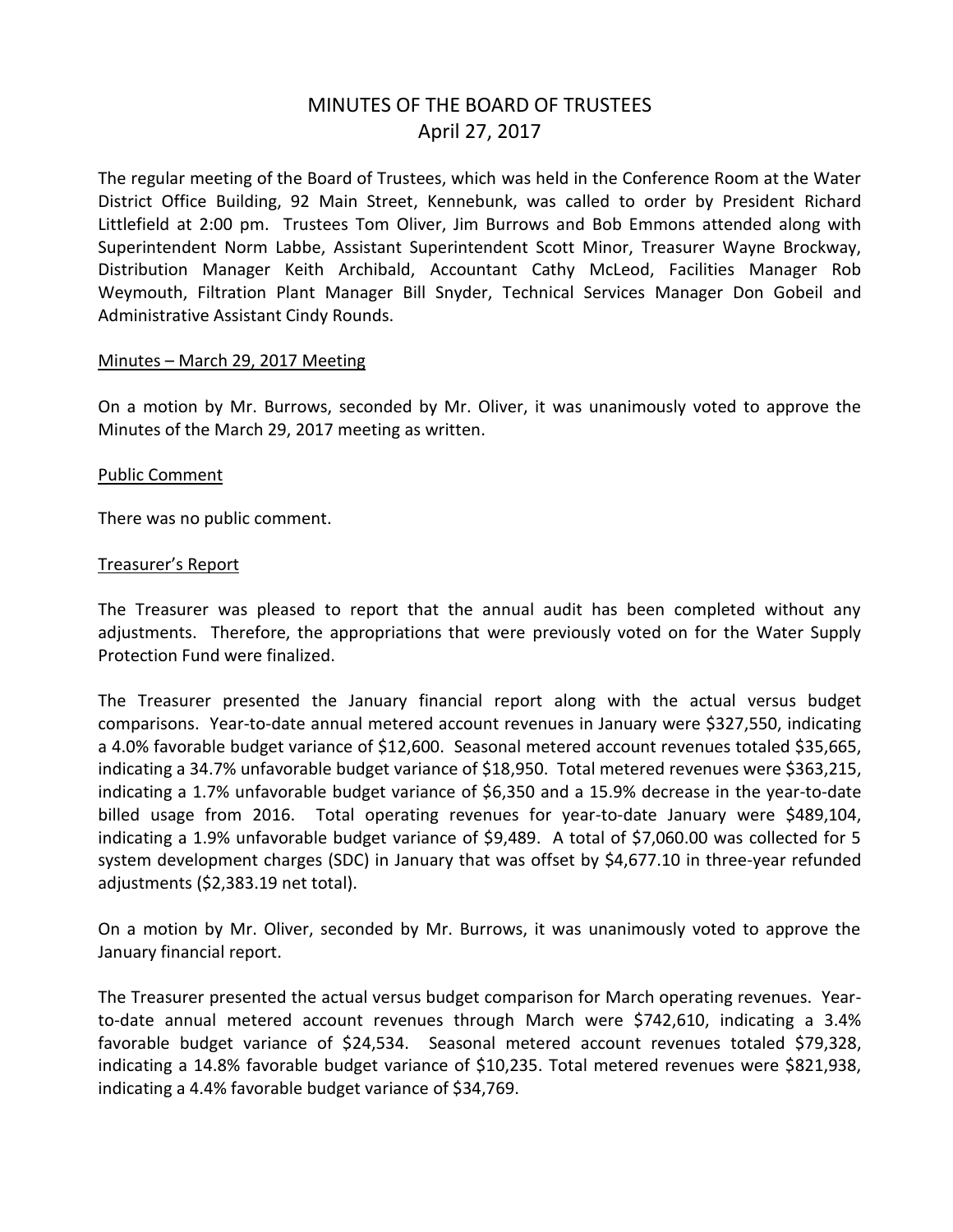# MINUTES OF THE BOARD OF TRUSTEES
## April 27, 2017

The regular meeting of the Board of Trustees, which was held in the Conference Room at the Water District Office Building, 92 Main Street, Kennebunk, was called to order by President Richard Littlefield at 2:00 pm. Trustees Tom Oliver, Jim Burrows and Bob Emmons attended along with Superintendent Norm Labbe, Assistant Superintendent Scott Minor, Treasurer Wayne Brockway, Distribution Manager Keith Archibald, Accountant Cathy McLeod, Facilities Manager Rob Weymouth, Filtration Plant Manager Bill Snyder, Technical Services Manager Don Gobeil and Administrative Assistant Cindy Rounds.

Minutes – March 29, 2017 Meeting

On a motion by Mr. Burrows, seconded by Mr. Oliver, it was unanimously voted to approve the Minutes of the March 29, 2017 meeting as written.

Public Comment

There was no public comment.

Treasurer's Report

The Treasurer was pleased to report that the annual audit has been completed without any adjustments. Therefore, the appropriations that were previously voted on for the Water Supply Protection Fund were finalized.

The Treasurer presented the January financial report along with the actual versus budget comparisons. Year-to-date annual metered account revenues in January were $327,550, indicating a 4.0% favorable budget variance of $12,600. Seasonal metered account revenues totaled $35,665, indicating a 34.7% unfavorable budget variance of $18,950. Total metered revenues were $363,215, indicating a 1.7% unfavorable budget variance of $6,350 and a 15.9% decrease in the year-to-date billed usage from 2016. Total operating revenues for year-to-date January were $489,104, indicating a 1.9% unfavorable budget variance of $9,489. A total of $7,060.00 was collected for 5 system development charges (SDC) in January that was offset by $4,677.10 in three-year refunded adjustments ($2,383.19 net total).

On a motion by Mr. Oliver, seconded by Mr. Burrows, it was unanimously voted to approve the January financial report.

The Treasurer presented the actual versus budget comparison for March operating revenues. Year-to-date annual metered account revenues through March were $742,610, indicating a 3.4% favorable budget variance of $24,534. Seasonal metered account revenues totaled $79,328, indicating a 14.8% favorable budget variance of $10,235. Total metered revenues were $821,938, indicating a 4.4% favorable budget variance of $34,769.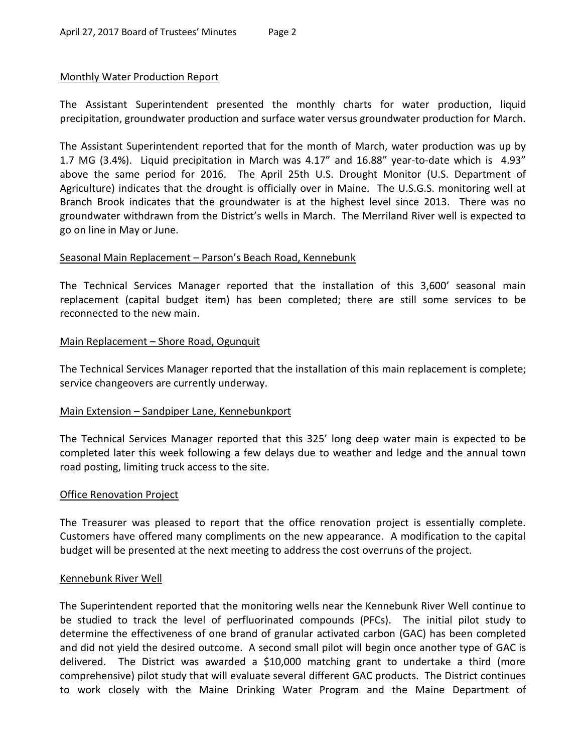## Monthly Water Production Report

The Assistant Superintendent presented the monthly charts for water production, liquid precipitation, groundwater production and surface water versus groundwater production for March.

The Assistant Superintendent reported that for the month of March, water production was up by 1.7 MG (3.4%). Liquid precipitation in March was 4.17" and 16.88" year-to-date which is 4.93" above the same period for 2016. The April 25th U.S. Drought Monitor (U.S. Department of Agriculture) indicates that the drought is officially over in Maine. The U.S.G.S. monitoring well at Branch Brook indicates that the groundwater is at the highest level since 2013. There was no groundwater withdrawn from the District's wells in March. The Merriland River well is expected to go on line in May or June.

## Seasonal Main Replacement – Parson's Beach Road, Kennebunk

The Technical Services Manager reported that the installation of this 3,600' seasonal main replacement (capital budget item) has been completed; there are still some services to be reconnected to the new main.

## Main Replacement – Shore Road, Ogunquit

The Technical Services Manager reported that the installation of this main replacement is complete; service changeovers are currently underway.

## Main Extension – Sandpiper Lane, Kennebunkport

The Technical Services Manager reported that this 325' long deep water main is expected to be completed later this week following a few delays due to weather and ledge and the annual town road posting, limiting truck access to the site.

## Office Renovation Project

The Treasurer was pleased to report that the office renovation project is essentially complete. Customers have offered many compliments on the new appearance. A modification to the capital budget will be presented at the next meeting to address the cost overruns of the project.

## Kennebunk River Well

The Superintendent reported that the monitoring wells near the Kennebunk River Well continue to be studied to track the level of perfluorinated compounds (PFCs). The initial pilot study to determine the effectiveness of one brand of granular activated carbon (GAC) has been completed and did not yield the desired outcome. A second small pilot will begin once another type of GAC is delivered. The District was awarded a $10,000 matching grant to undertake a third (more comprehensive) pilot study that will evaluate several different GAC products. The District continues to work closely with the Maine Drinking Water Program and the Maine Department of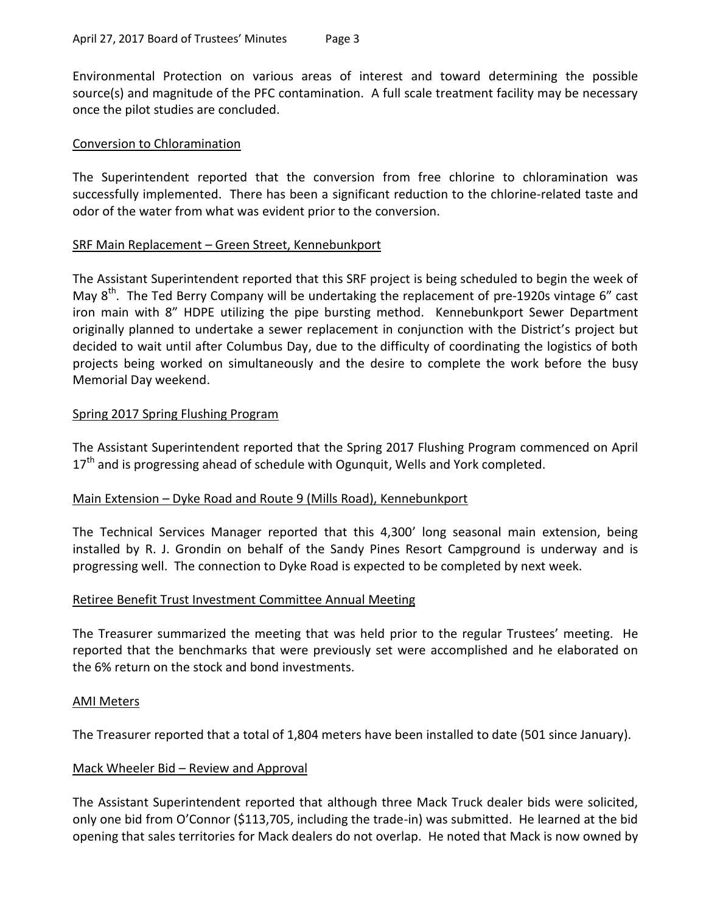Environmental Protection on various areas of interest and toward determining the possible source(s) and magnitude of the PFC contamination. A full scale treatment facility may be necessary once the pilot studies are concluded.

Conversion to Chloramination

The Superintendent reported that the conversion from free chlorine to chloramination was successfully implemented. There has been a significant reduction to the chlorine-related taste and odor of the water from what was evident prior to the conversion.

SRF Main Replacement – Green Street, Kennebunkport

The Assistant Superintendent reported that this SRF project is being scheduled to begin the week of May 8th. The Ted Berry Company will be undertaking the replacement of pre-1920s vintage 6" cast iron main with 8" HDPE utilizing the pipe bursting method. Kennebunkport Sewer Department originally planned to undertake a sewer replacement in conjunction with the District's project but decided to wait until after Columbus Day, due to the difficulty of coordinating the logistics of both projects being worked on simultaneously and the desire to complete the work before the busy Memorial Day weekend.

Spring 2017 Spring Flushing Program

The Assistant Superintendent reported that the Spring 2017 Flushing Program commenced on April 17th and is progressing ahead of schedule with Ogunquit, Wells and York completed.

Main Extension – Dyke Road and Route 9 (Mills Road), Kennebunkport

The Technical Services Manager reported that this 4,300' long seasonal main extension, being installed by R. J. Grondin on behalf of the Sandy Pines Resort Campground is underway and is progressing well. The connection to Dyke Road is expected to be completed by next week.

Retiree Benefit Trust Investment Committee Annual Meeting

The Treasurer summarized the meeting that was held prior to the regular Trustees' meeting. He reported that the benchmarks that were previously set were accomplished and he elaborated on the 6% return on the stock and bond investments.

AMI Meters

The Treasurer reported that a total of 1,804 meters have been installed to date (501 since January).

Mack Wheeler Bid – Review and Approval

The Assistant Superintendent reported that although three Mack Truck dealer bids were solicited, only one bid from O'Connor ($113,705, including the trade-in) was submitted. He learned at the bid opening that sales territories for Mack dealers do not overlap. He noted that Mack is now owned by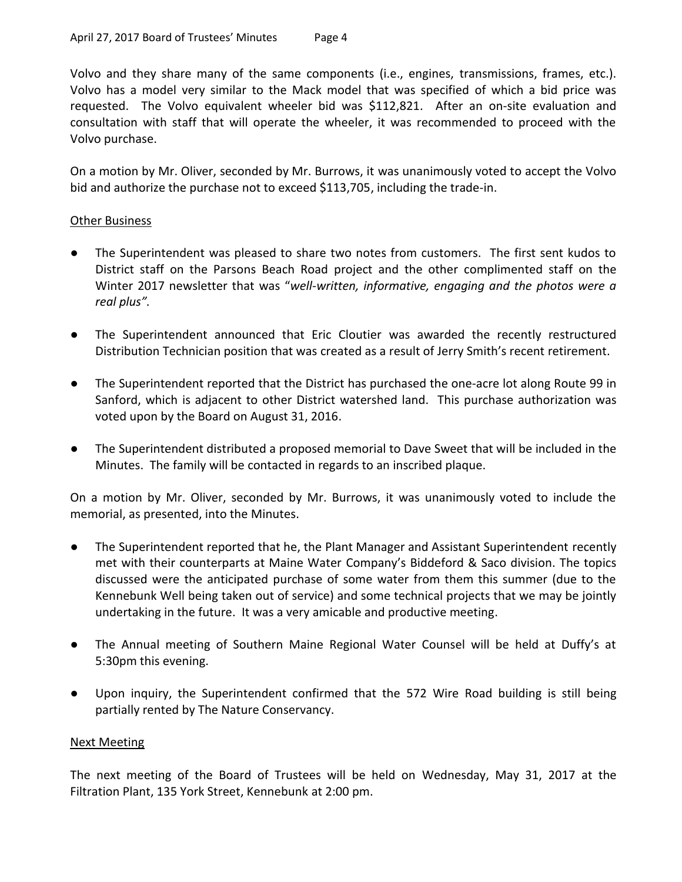Volvo and they share many of the same components (i.e., engines, transmissions, frames, etc.). Volvo has a model very similar to the Mack model that was specified of which a bid price was requested. The Volvo equivalent wheeler bid was $112,821. After an on-site evaluation and consultation with staff that will operate the wheeler, it was recommended to proceed with the Volvo purchase.

On a motion by Mr. Oliver, seconded by Mr. Burrows, it was unanimously voted to accept the Volvo bid and authorize the purchase not to exceed $113,705, including the trade-in.

<u>Other Business</u>

- The Superintendent was pleased to share two notes from customers. The first sent kudos to District staff on the Parsons Beach Road project and the other complimented staff on the Winter 2017 newsletter that was "*well-written, informative, engaging and the photos were a real plus".*
- The Superintendent announced that Eric Cloutier was awarded the recently restructured Distribution Technician position that was created as a result of Jerry Smith's recent retirement.
- The Superintendent reported that the District has purchased the one-acre lot along Route 99 in Sanford, which is adjacent to other District watershed land. This purchase authorization was voted upon by the Board on August 31, 2016.
- The Superintendent distributed a proposed memorial to Dave Sweet that will be included in the Minutes. The family will be contacted in regards to an inscribed plaque.

On a motion by Mr. Oliver, seconded by Mr. Burrows, it was unanimously voted to include the memorial, as presented, into the Minutes.

- The Superintendent reported that he, the Plant Manager and Assistant Superintendent recently met with their counterparts at Maine Water Company's Biddeford & Saco division. The topics discussed were the anticipated purchase of some water from them this summer (due to the Kennebunk Well being taken out of service) and some technical projects that we may be jointly undertaking in the future. It was a very amicable and productive meeting.
- The Annual meeting of Southern Maine Regional Water Counsel will be held at Duffy's at 5:30pm this evening.
- Upon inquiry, the Superintendent confirmed that the 572 Wire Road building is still being partially rented by The Nature Conservancy.

<u>Next Meeting</u>

The next meeting of the Board of Trustees will be held on Wednesday, May 31, 2017 at the Filtration Plant, 135 York Street, Kennebunk at 2:00 pm.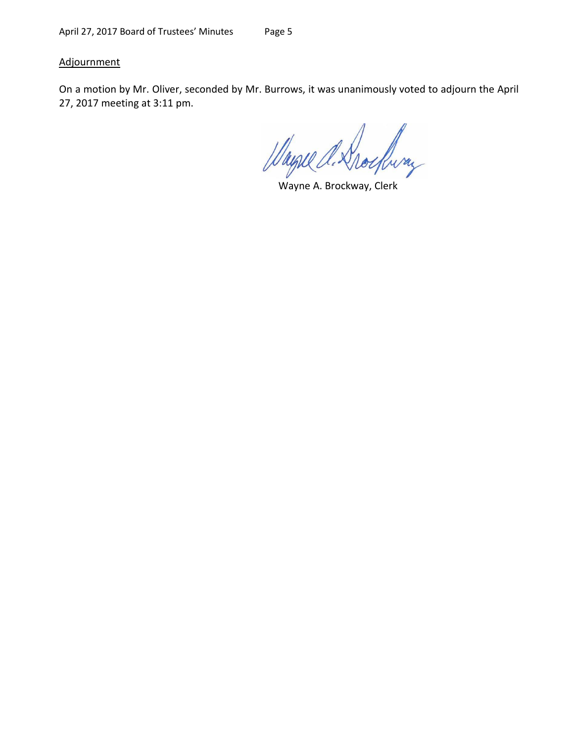<u>Adjournment</u>

On a motion by Mr. Oliver, seconded by Mr. Burrows, it was unanimously voted to adjourn the April 27, 2017 meeting at 3:11 pm.

Wayne A. Brockway, Clerk